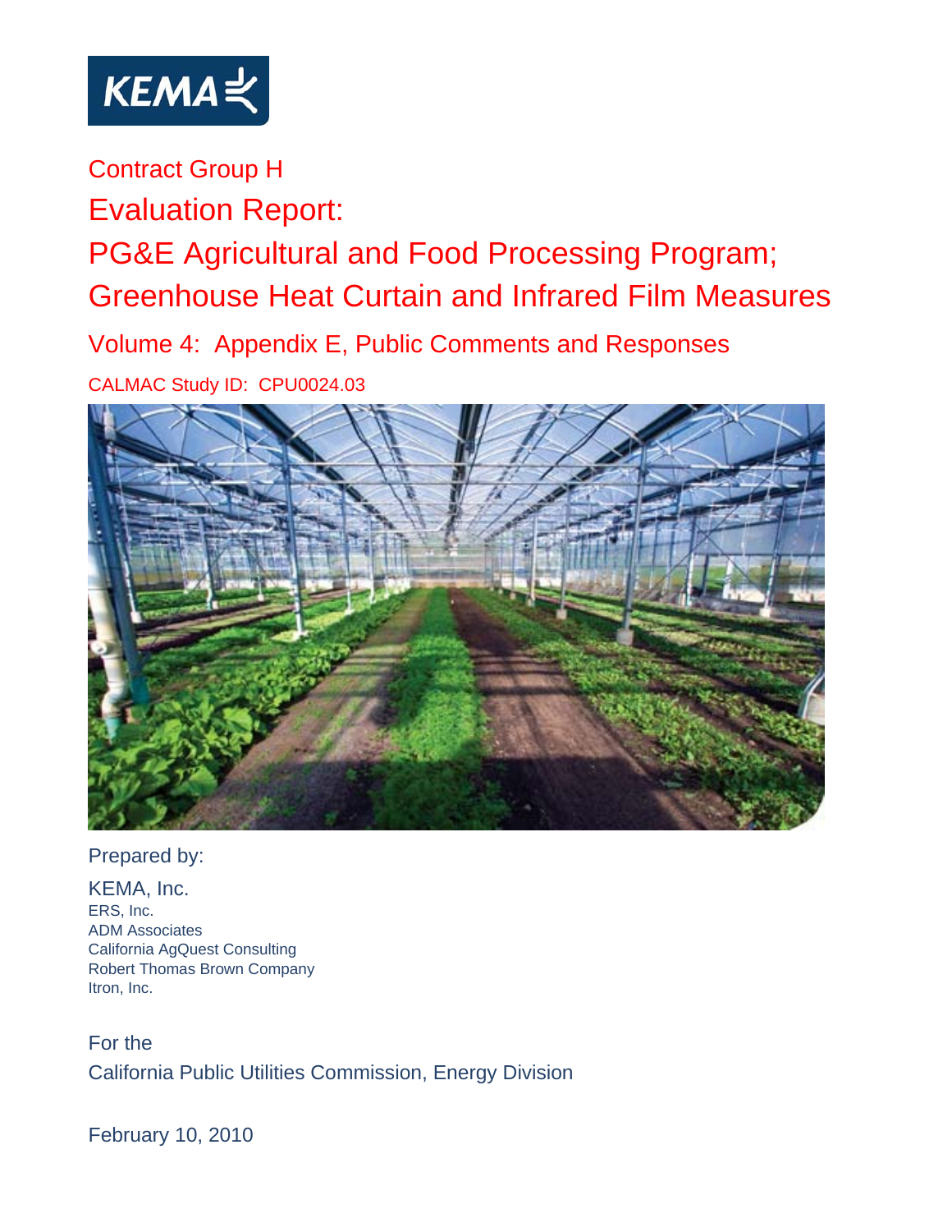KEMA

Contract Group H

# Evaluation Report:

# PG&E Agricultural and Food Processing Program; Greenhouse Heat Curtain and Infrared Film Measures

## Volume 4: Appendix E, Public Comments and Responses

CALMAC Study ID: CPU0024.03

Prepared by:

KEMA, Inc.
ERS, Inc.
ADM Associates
California AgQuest Consulting
Robert Thomas Brown Company
Itron, Inc.

For the
California Public Utilities Commission, Energy Division

February 10, 2010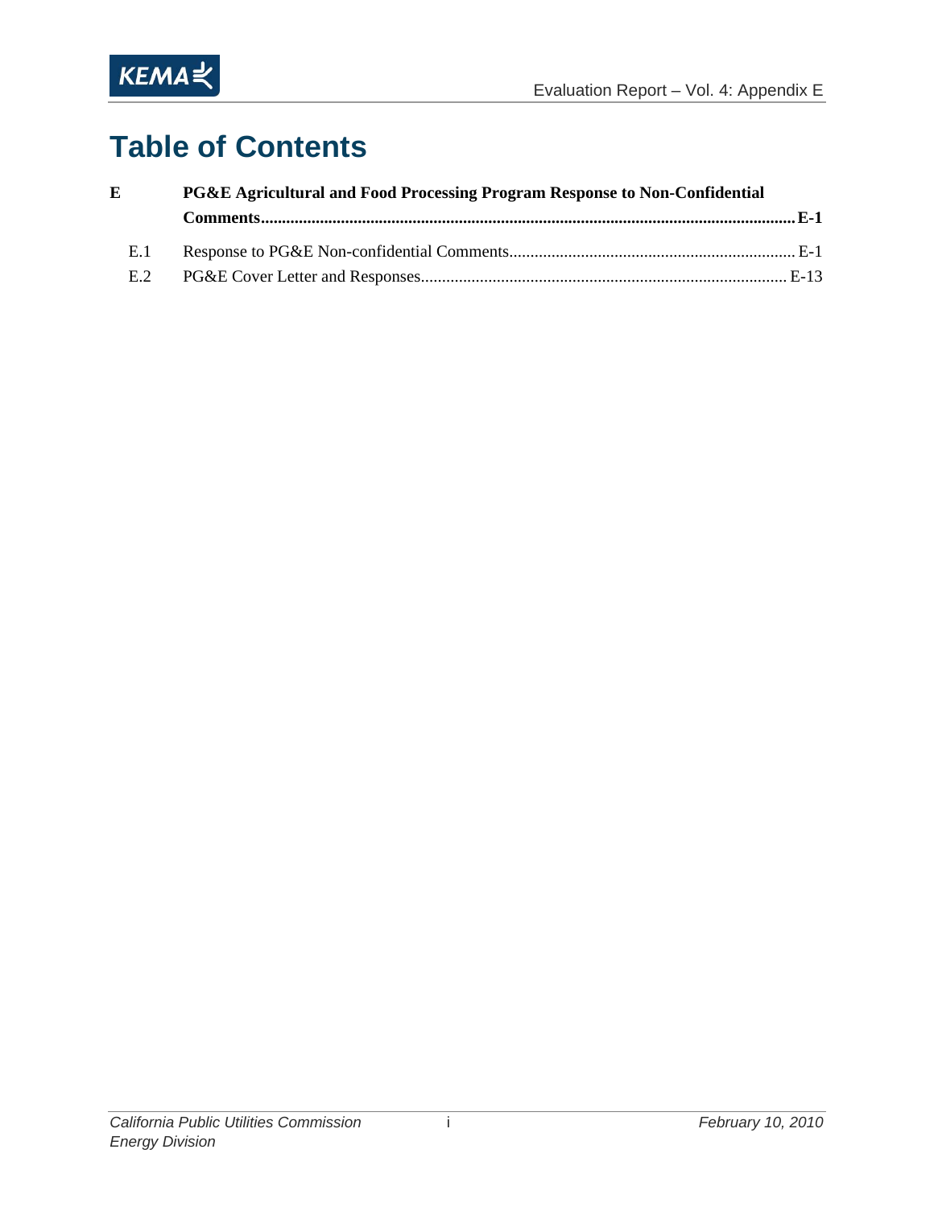# Table of Contents

**E PG&E Agricultural and Food Processing Program Response to Non-Confidential Comments....E-1**

- E.1 Response to PG&E Non-confidential Comments.... E-1
- E.2 PG&E Cover Letter and Responses.... E-13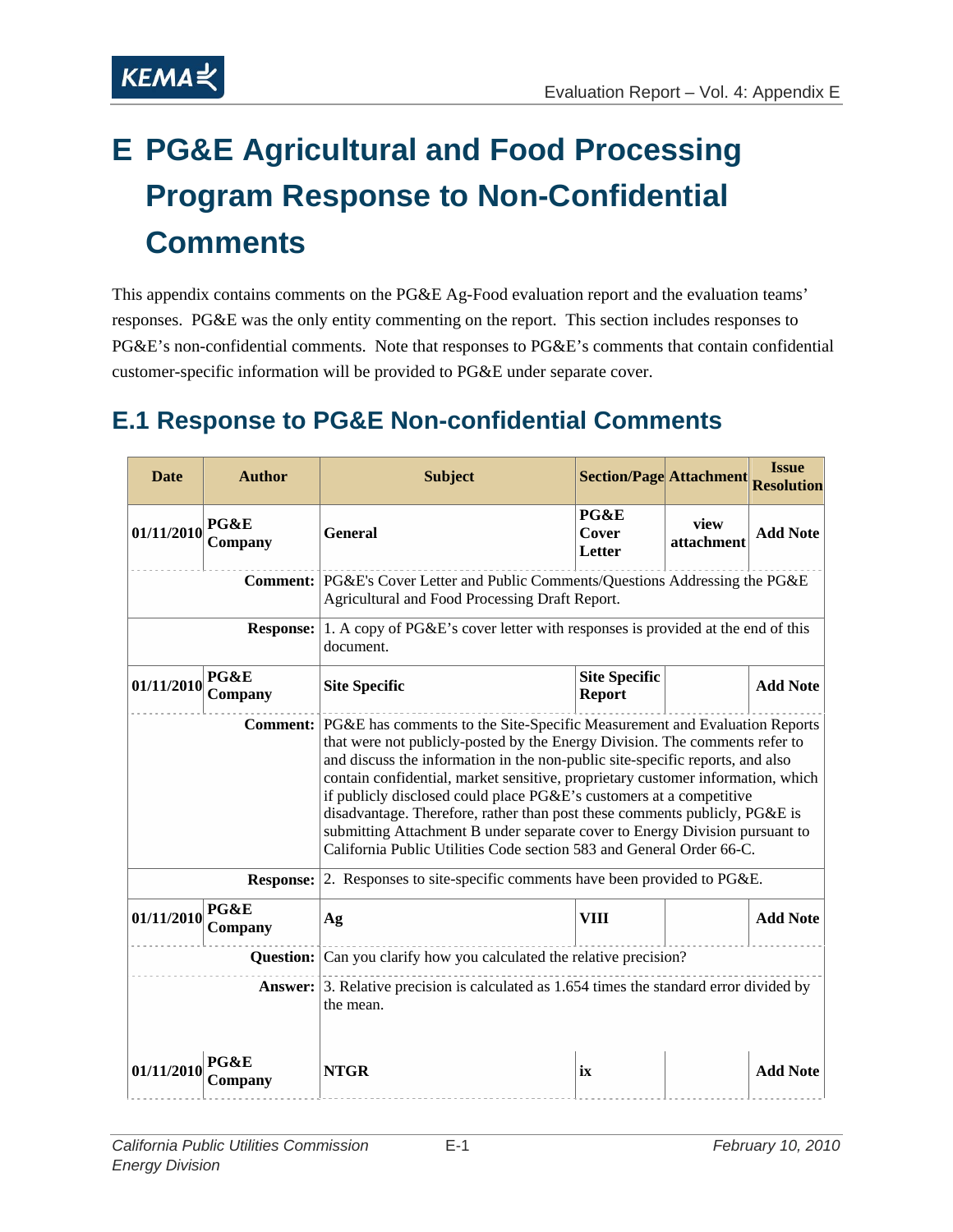# E PG&E Agricultural and Food Processing Program Response to Non-Confidential Comments

This appendix contains comments on the PG&E Ag-Food evaluation report and the evaluation teams' responses. PG&E was the only entity commenting on the report. This section includes responses to PG&E's non-confidential comments. Note that responses to PG&E's comments that contain confidential customer-specific information will be provided to PG&E under separate cover.

## E.1 Response to PG&E Non-confidential Comments

| Date | Author | Subject | Section/Page | Attachment | Issue Resolution |
|---|---|---|---|---|---|
| 01/11/2010 | PG&E Company | General | PG&E Cover Letter | view attachment | Add Note |
| | **Comment:** | PG&E's Cover Letter and Public Comments/Questions Addressing the PG&E Agricultural and Food Processing Draft Report. | | | |
| | **Response:** | 1. A copy of PG&E's cover letter with responses is provided at the end of this document. | | | |
| 01/11/2010 | PG&E Company | Site Specific | Site Specific Report | | Add Note |
| | **Comment:** | PG&E has comments to the Site-Specific Measurement and Evaluation Reports that were not publicly-posted by the Energy Division. The comments refer to and discuss the information in the non-public site-specific reports, and also contain confidential, market sensitive, proprietary customer information, which if publicly disclosed could place PG&E's customers at a competitive disadvantage. Therefore, rather than post these comments publicly, PG&E is submitting Attachment B under separate cover to Energy Division pursuant to California Public Utilities Code section 583 and General Order 66-C. | | | |
| | **Response:** | 2. Responses to site-specific comments have been provided to PG&E. | | | |
| 01/11/2010 | PG&E Company | Ag | VIII | | Add Note |
| | **Question:** | Can you clarify how you calculated the relative precision? | | | |
| | **Answer:** | 3. Relative precision is calculated as 1.654 times the standard error divided by the mean. | | | |
| 01/11/2010 | PG&E Company | NTGR | ix | | Add Note |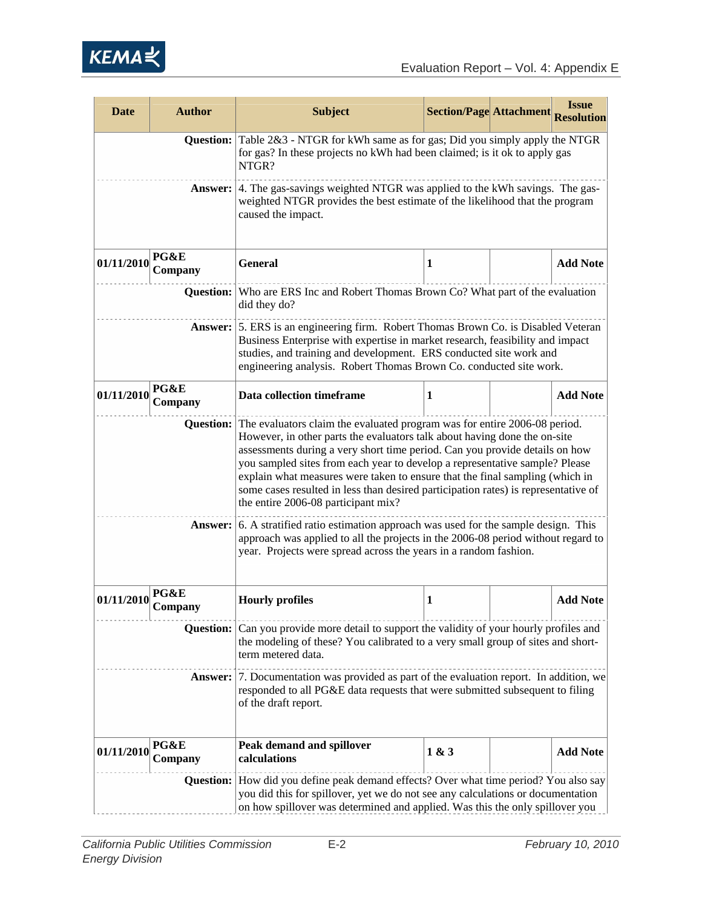| Date | Author | Subject | Section/Page | Attachment | Issue Resolution |
|---|---|---|---|---|---|
| | **Question:** | Table 2&3 - NTGR for kWh same as for gas; Did you simply apply the NTGR for gas? In these projects no kWh had been claimed; is it ok to apply gas NTGR? | | | |
| | **Answer:** | 4. The gas-savings weighted NTGR was applied to the kWh savings. The gas-weighted NTGR provides the best estimate of the likelihood that the program caused the impact. | | | |
| **01/11/2010** | **PG&E Company** | **General** | **1** | | **Add Note** |
| | **Question:** | Who are ERS Inc and Robert Thomas Brown Co? What part of the evaluation did they do? | | | |
| | **Answer:** | 5. ERS is an engineering firm. Robert Thomas Brown Co. is Disabled Veteran Business Enterprise with expertise in market research, feasibility and impact studies, and training and development. ERS conducted site work and engineering analysis. Robert Thomas Brown Co. conducted site work. | | | |
| **01/11/2010** | **PG&E Company** | **Data collection timeframe** | **1** | | **Add Note** |
| | **Question:** | The evaluators claim the evaluated program was for entire 2006-08 period. However, in other parts the evaluators talk about having done the on-site assessments during a very short time period. Can you provide details on how you sampled sites from each year to develop a representative sample? Please explain what measures were taken to ensure that the final sampling (which in some cases resulted in less than desired participation rates) is representative of the entire 2006-08 participant mix? | | | |
| | **Answer:** | 6. A stratified ratio estimation approach was used for the sample design. This approach was applied to all the projects in the 2006-08 period without regard to year. Projects were spread across the years in a random fashion. | | | |
| **01/11/2010** | **PG&E Company** | **Hourly profiles** | **1** | | **Add Note** |
| | **Question:** | Can you provide more detail to support the validity of your hourly profiles and the modeling of these? You calibrated to a very small group of sites and short-term metered data. | | | |
| | **Answer:** | 7. Documentation was provided as part of the evaluation report. In addition, we responded to all PG&E data requests that were submitted subsequent to filing of the draft report. | | | |
| **01/11/2010** | **PG&E Company** | **Peak demand and spillover calculations** | **1 & 3** | | **Add Note** |
| | **Question:** | How did you define peak demand effects? Over what time period? You also say you did this for spillover, yet we do not see any calculations or documentation on how spillover was determined and applied. Was this the only spillover you | | | |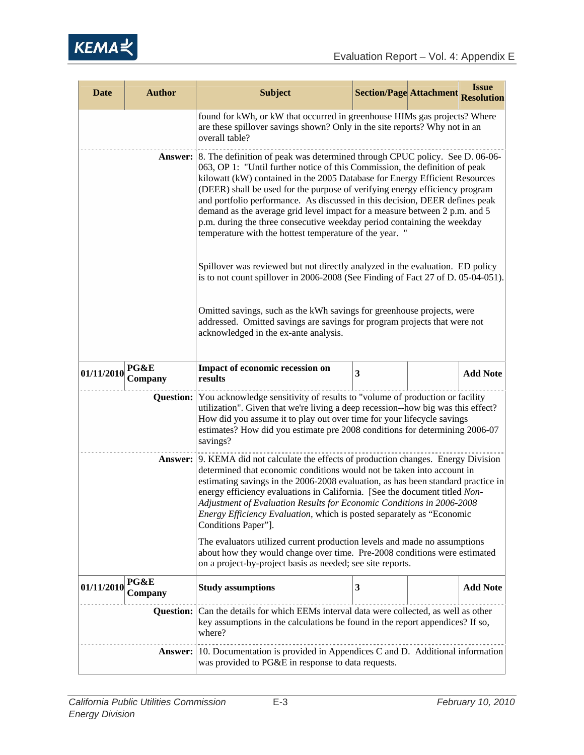| Date | Author | Subject | Section/Page | Attachment | Issue Resolution |
|---|---|---|---|---|---|
| | | found for kWh, or kW that occurred in greenhouse HIMs gas projects? Where are these spillover savings shown? Only in the site reports? Why not in an overall table? | | | |
| | **Answer:** | 8. The definition of peak was determined through CPUC policy. See D. 06-06-063, OP 1: "Until further notice of this Commission, the definition of peak kilowatt (kW) contained in the 2005 Database for Energy Efficient Resources (DEER) shall be used for the purpose of verifying energy efficiency program and portfolio performance. As discussed in this decision, DEER defines peak demand as the average grid level impact for a measure between 2 p.m. and 5 p.m. during the three consecutive weekday period containing the weekday temperature with the hottest temperature of the year. "<br><br>Spillover was reviewed but not directly analyzed in the evaluation. ED policy is to not count spillover in 2006-2008 (See Finding of Fact 27 of D. 05-04-051).<br><br>Omitted savings, such as the kWh savings for greenhouse projects, were addressed. Omitted savings are savings for program projects that were not acknowledged in the ex-ante analysis. | | | |
| **01/11/2010** | **PG&E Company** | **Impact of economic recession on results** | **3** | | **Add Note** |
| | **Question:** | You acknowledge sensitivity of results to "volume of production or facility utilization". Given that we're living a deep recession--how big was this effect? How did you assume it to play out over time for your lifecycle savings estimates? How did you estimate pre 2008 conditions for determining 2006-07 savings? | | | |
| | **Answer:** | 9. KEMA did not calculate the effects of production changes. Energy Division determined that economic conditions would not be taken into account in estimating savings in the 2006-2008 evaluation, as has been standard practice in energy efficiency evaluations in California. [See the document titled *Non-Adjustment of Evaluation Results for Economic Conditions in 2006-2008 Energy Efficiency Evaluation*, which is posted separately as "Economic Conditions Paper"].<br><br>The evaluators utilized current production levels and made no assumptions about how they would change over time. Pre-2008 conditions were estimated on a project-by-project basis as needed; see site reports. | | | |
| **01/11/2010** | **PG&E Company** | **Study assumptions** | **3** | | **Add Note** |
| | **Question:** | Can the details for which EEMs interval data were collected, as well as other key assumptions in the calculations be found in the report appendices? If so, where? | | | |
| | **Answer:** | 10. Documentation is provided in Appendices C and D. Additional information was provided to PG&E in response to data requests. | | | |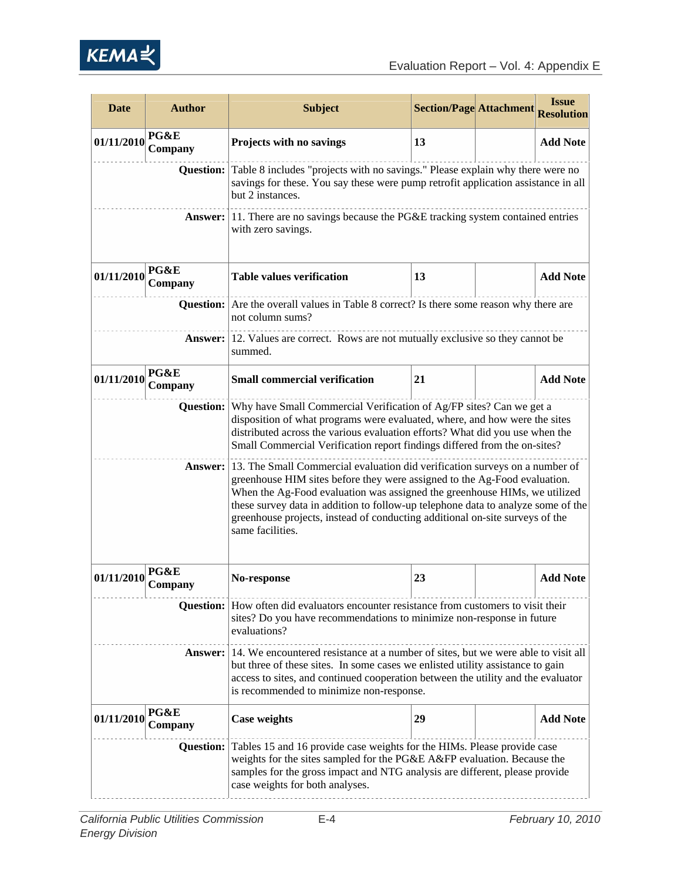| Date | Author | Subject | Section/Page | Attachment | Issue Resolution |
|---|---|---|---|---|---|
| 01/11/2010 | PG&E Company | **Projects with no savings** | 13 | | Add Note |
| | **Question:** | Table 8 includes "projects with no savings." Please explain why there were no savings for these. You say these were pump retrofit application assistance in all but 2 instances. | | | |
| | **Answer:** | 11. There are no savings because the PG&E tracking system contained entries with zero savings. | | | |
| 01/11/2010 | PG&E Company | **Table values verification** | 13 | | Add Note |
| | **Question:** | Are the overall values in Table 8 correct? Is there some reason why there are not column sums? | | | |
| | **Answer:** | 12. Values are correct. Rows are not mutually exclusive so they cannot be summed. | | | |
| 01/11/2010 | PG&E Company | **Small commercial verification** | 21 | | Add Note |
| | **Question:** | Why have Small Commercial Verification of Ag/FP sites? Can we get a disposition of what programs were evaluated, where, and how were the sites distributed across the various evaluation efforts? What did you use when the Small Commercial Verification report findings differed from the on-sites? | | | |
| | **Answer:** | 13. The Small Commercial evaluation did verification surveys on a number of greenhouse HIM sites before they were assigned to the Ag-Food evaluation. When the Ag-Food evaluation was assigned the greenhouse HIMs, we utilized these survey data in addition to follow-up telephone data to analyze some of the greenhouse projects, instead of conducting additional on-site surveys of the same facilities. | | | |
| 01/11/2010 | PG&E Company | **No-response** | 23 | | Add Note |
| | **Question:** | How often did evaluators encounter resistance from customers to visit their sites? Do you have recommendations to minimize non-response in future evaluations? | | | |
| | **Answer:** | 14. We encountered resistance at a number of sites, but we were able to visit all but three of these sites. In some cases we enlisted utility assistance to gain access to sites, and continued cooperation between the utility and the evaluator is recommended to minimize non-response. | | | |
| 01/11/2010 | PG&E Company | **Case weights** | 29 | | Add Note |
| | **Question:** | Tables 15 and 16 provide case weights for the HIMs. Please provide case weights for the sites sampled for the PG&E A&FP evaluation. Because the samples for the gross impact and NTG analysis are different, please provide case weights for both analyses. | | | |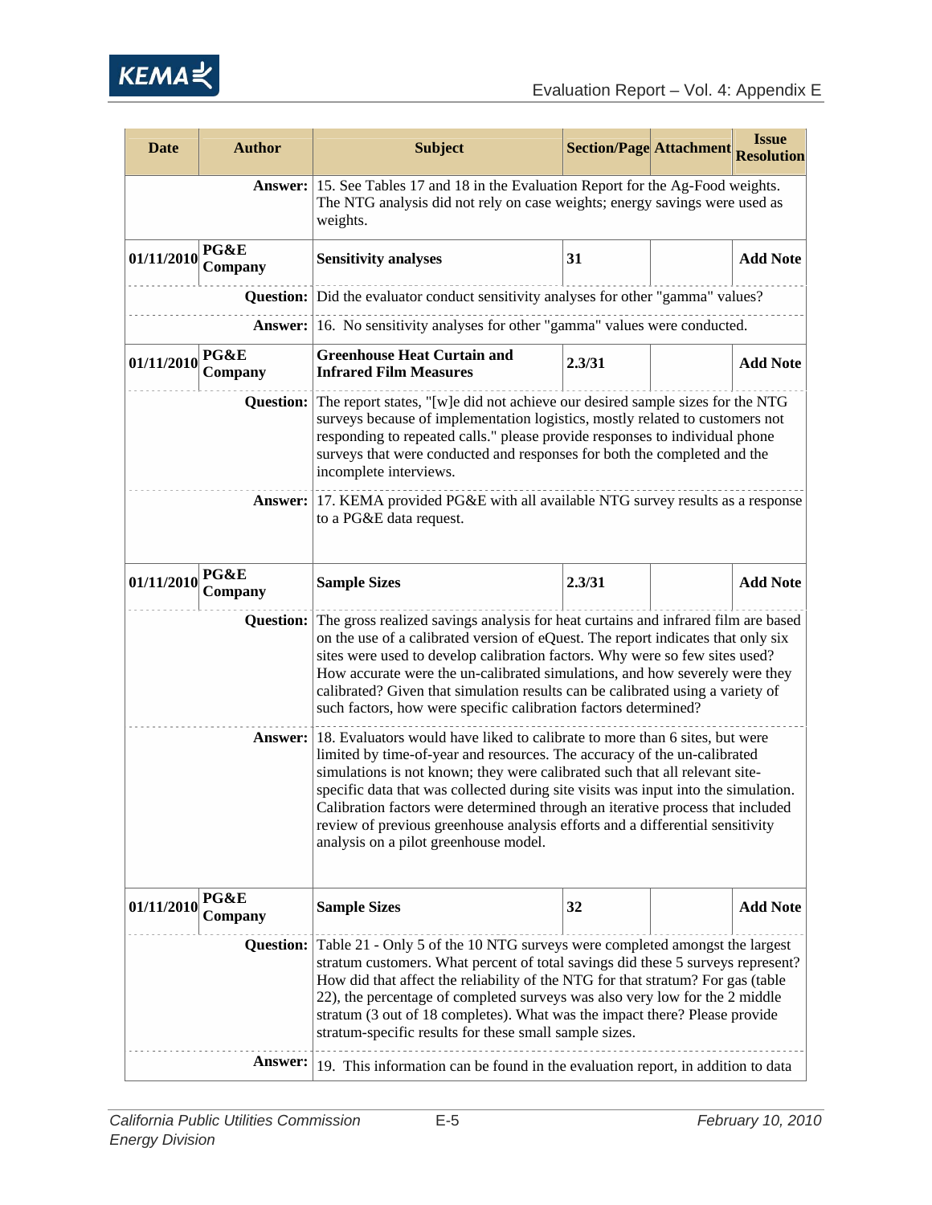| Date | Author | Subject | Section/Page | Attachment | Issue Resolution |
|---|---|---|---|---|---|
| | **Answer:** | 15. See Tables 17 and 18 in the Evaluation Report for the Ag-Food weights. The NTG analysis did not rely on case weights; energy savings were used as weights. | | | |
| **01/11/2010** | **PG&E Company** | **Sensitivity analyses** | **31** | | **Add Note** |
| | **Question:** | Did the evaluator conduct sensitivity analyses for other "gamma" values? | | | |
| | **Answer:** | 16. No sensitivity analyses for other "gamma" values were conducted. | | | |
| **01/11/2010** | **PG&E Company** | **Greenhouse Heat Curtain and Infrared Film Measures** | **2.3/31** | | **Add Note** |
| | **Question:** | The report states, "[w]e did not achieve our desired sample sizes for the NTG surveys because of implementation logistics, mostly related to customers not responding to repeated calls." please provide responses to individual phone surveys that were conducted and responses for both the completed and the incomplete interviews. | | | |
| | **Answer:** | 17. KEMA provided PG&E with all available NTG survey results as a response to a PG&E data request. | | | |
| **01/11/2010** | **PG&E Company** | **Sample Sizes** | **2.3/31** | | **Add Note** |
| | **Question:** | The gross realized savings analysis for heat curtains and infrared film are based on the use of a calibrated version of eQuest. The report indicates that only six sites were used to develop calibration factors. Why were so few sites used? How accurate were the un-calibrated simulations, and how severely were they calibrated? Given that simulation results can be calibrated using a variety of such factors, how were specific calibration factors determined? | | | |
| | **Answer:** | 18. Evaluators would have liked to calibrate to more than 6 sites, but were limited by time-of-year and resources. The accuracy of the un-calibrated simulations is not known; they were calibrated such that all relevant site-specific data that was collected during site visits was input into the simulation. Calibration factors were determined through an iterative process that included review of previous greenhouse analysis efforts and a differential sensitivity analysis on a pilot greenhouse model. | | | |
| **01/11/2010** | **PG&E Company** | **Sample Sizes** | **32** | | **Add Note** |
| | **Question:** | Table 21 - Only 5 of the 10 NTG surveys were completed amongst the largest stratum customers. What percent of total savings did these 5 surveys represent? How did that affect the reliability of the NTG for that stratum? For gas (table 22), the percentage of completed surveys was also very low for the 2 middle stratum (3 out of 18 completes). What was the impact there? Please provide stratum-specific results for these small sample sizes. | | | |
| | **Answer:** | 19. This information can be found in the evaluation report, in addition to data | | | |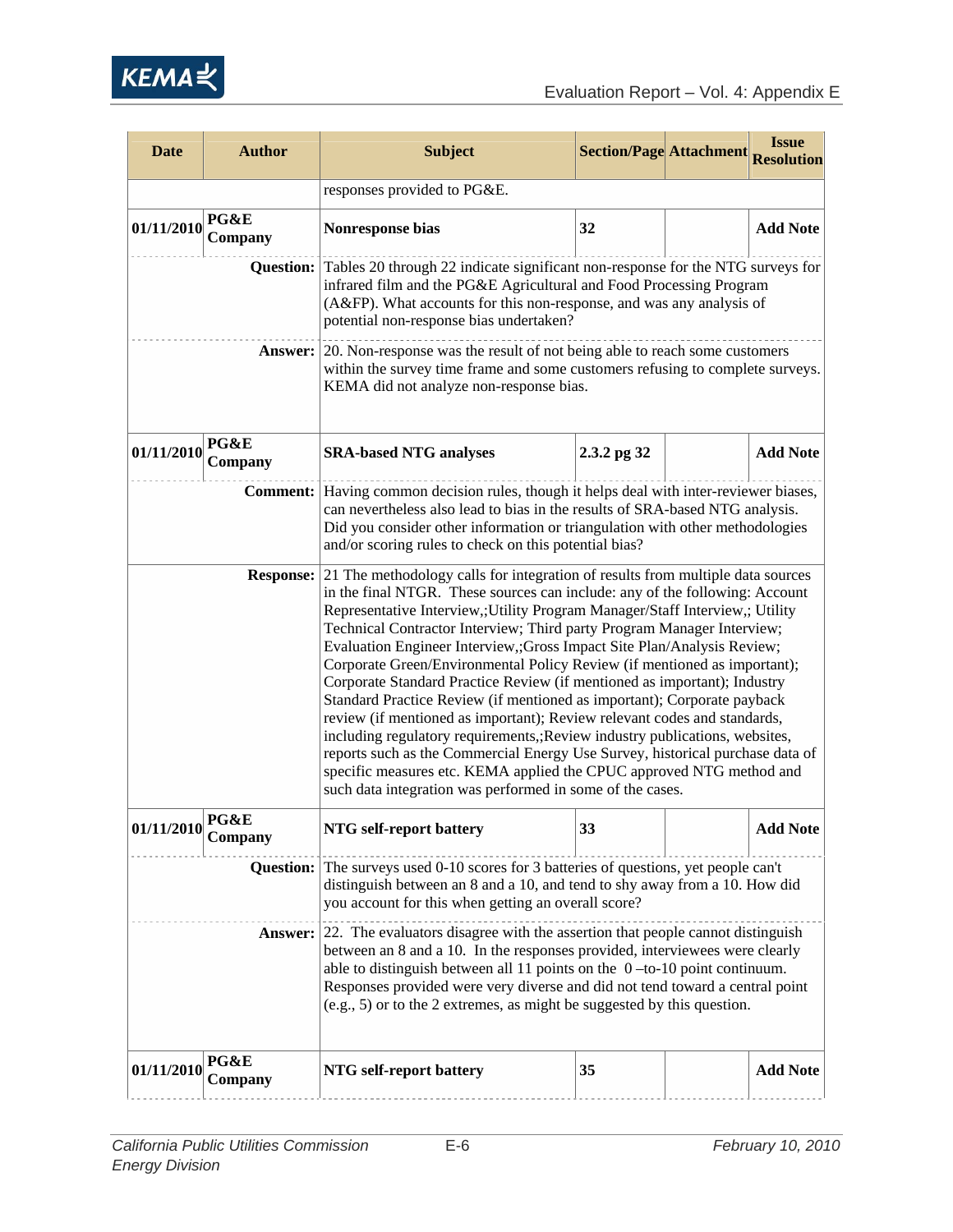| Date | Author | Subject | Section/Page | Attachment | Issue Resolution |
|---|---|---|---|---|---|
| | | responses provided to PG&E. | | | |
| 01/11/2010 | PG&E Company | **Nonresponse bias** | 32 | | **Add Note** |
| | **Question:** | Tables 20 through 22 indicate significant non-response for the NTG surveys for infrared film and the PG&E Agricultural and Food Processing Program (A&FP). What accounts for this non-response, and was any analysis of potential non-response bias undertaken? | | | |
| | **Answer:** | 20. Non-response was the result of not being able to reach some customers within the survey time frame and some customers refusing to complete surveys. KEMA did not analyze non-response bias. | | | |
| 01/11/2010 | PG&E Company | **SRA-based NTG analyses** | 2.3.2 pg 32 | | **Add Note** |
| | **Comment:** | Having common decision rules, though it helps deal with inter-reviewer biases, can nevertheless also lead to bias in the results of SRA-based NTG analysis. Did you consider other information or triangulation with other methodologies and/or scoring rules to check on this potential bias? | | | |
| | **Response:** | 21 The methodology calls for integration of results from multiple data sources in the final NTGR. These sources can include: any of the following: Account Representative Interview,;Utility Program Manager/Staff Interview,; Utility Technical Contractor Interview; Third party Program Manager Interview; Evaluation Engineer Interview,;Gross Impact Site Plan/Analysis Review; Corporate Green/Environmental Policy Review (if mentioned as important); Corporate Standard Practice Review (if mentioned as important); Industry Standard Practice Review (if mentioned as important); Corporate payback review (if mentioned as important); Review relevant codes and standards, including regulatory requirements,;Review industry publications, websites, reports such as the Commercial Energy Use Survey, historical purchase data of specific measures etc. KEMA applied the CPUC approved NTG method and such data integration was performed in some of the cases. | | | |
| 01/11/2010 | PG&E Company | **NTG self-report battery** | 33 | | **Add Note** |
| | **Question:** | The surveys used 0-10 scores for 3 batteries of questions, yet people can't distinguish between an 8 and a 10, and tend to shy away from a 10. How did you account for this when getting an overall score? | | | |
| | **Answer:** | 22. The evaluators disagree with the assertion that people cannot distinguish between an 8 and a 10. In the responses provided, interviewees were clearly able to distinguish between all 11 points on the 0 –to-10 point continuum. Responses provided were very diverse and did not tend toward a central point (e.g., 5) or to the 2 extremes, as might be suggested by this question. | | | |
| 01/11/2010 | PG&E Company | **NTG self-report battery** | 35 | | **Add Note** |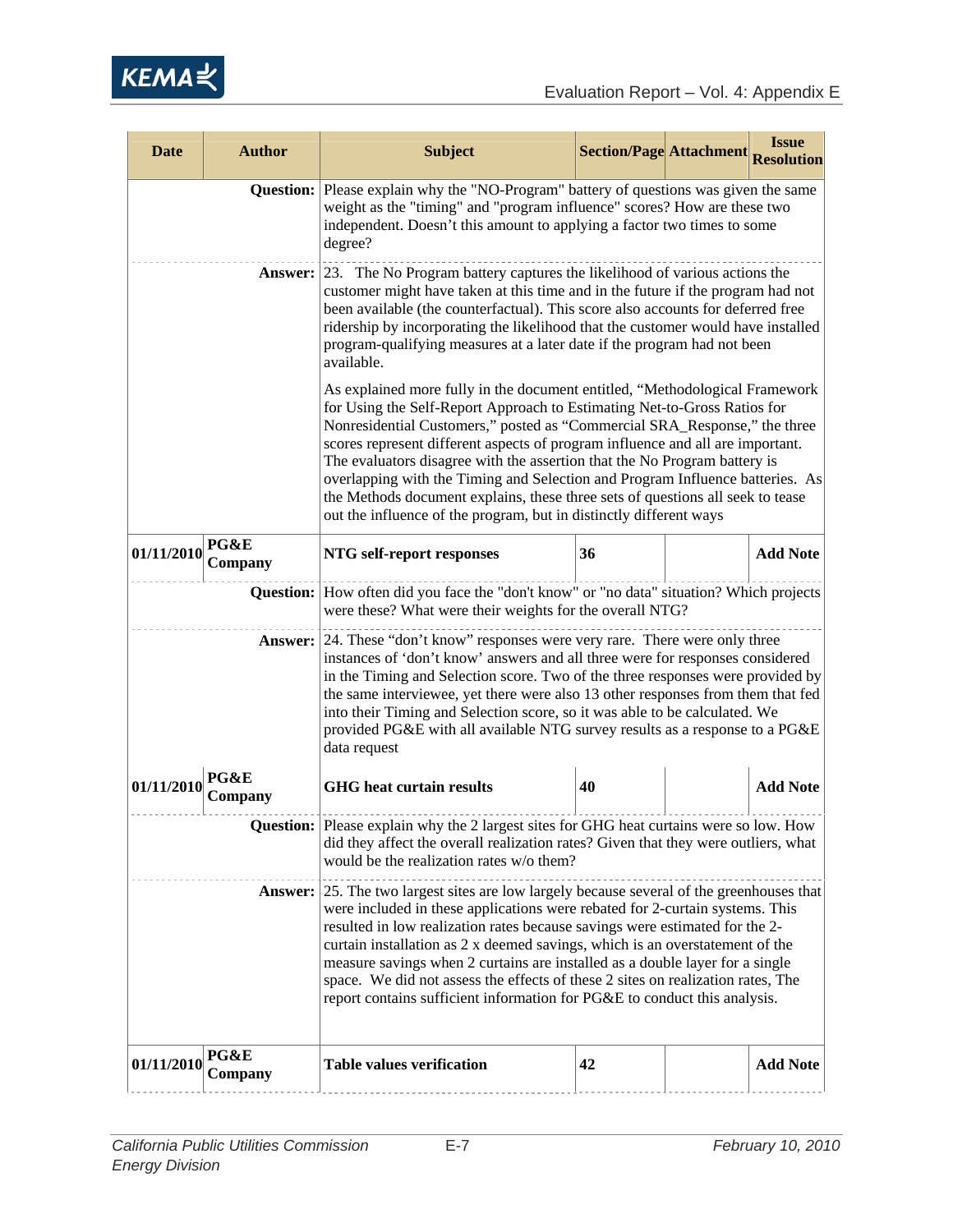| Date | Author | Subject | Section/Page | Attachment | Issue Resolution |
|---|---|---|---|---|---|
| | **Question:** | Please explain why the "NO-Program" battery of questions was given the same weight as the "timing" and "program influence" scores? How are these two independent. Doesn't this amount to applying a factor two times to some degree? | | | |
| | **Answer:** | 23. The No Program battery captures the likelihood of various actions the customer might have taken at this time and in the future if the program had not been available (the counterfactual). This score also accounts for deferred free ridership by incorporating the likelihood that the customer would have installed program-qualifying measures at a later date if the program had not been available.<br><br>As explained more fully in the document entitled, "Methodological Framework for Using the Self-Report Approach to Estimating Net-to-Gross Ratios for Nonresidential Customers," posted as "Commercial SRA_Response," the three scores represent different aspects of program influence and all are important. The evaluators disagree with the assertion that the No Program battery is overlapping with the Timing and Selection and Program Influence batteries. As the Methods document explains, these three sets of questions all seek to tease out the influence of the program, but in distinctly different ways | | | |
| **01/11/2010** | **PG&E Company** | **NTG self-report responses** | **36** | | **Add Note** |
| | **Question:** | How often did you face the "don't know" or "no data" situation? Which projects were these? What were their weights for the overall NTG? | | | |
| | **Answer:** | 24. These "don't know" responses were very rare. There were only three instances of 'don't know' answers and all three were for responses considered in the Timing and Selection score. Two of the three responses were provided by the same interviewee, yet there were also 13 other responses from them that fed into their Timing and Selection score, so it was able to be calculated. We provided PG&E with all available NTG survey results as a response to a PG&E data request | | | |
| **01/11/2010** | **PG&E Company** | **GHG heat curtain results** | **40** | | **Add Note** |
| | **Question:** | Please explain why the 2 largest sites for GHG heat curtains were so low. How did they affect the overall realization rates? Given that they were outliers, what would be the realization rates w/o them? | | | |
| | **Answer:** | 25. The two largest sites are low largely because several of the greenhouses that were included in these applications were rebated for 2-curtain systems. This resulted in low realization rates because savings were estimated for the 2-curtain installation as 2 x deemed savings, which is an overstatement of the measure savings when 2 curtains are installed as a double layer for a single space. We did not assess the effects of these 2 sites on realization rates, The report contains sufficient information for PG&E to conduct this analysis. | | | |
| **01/11/2010** | **PG&E Company** | **Table values verification** | **42** | | **Add Note** |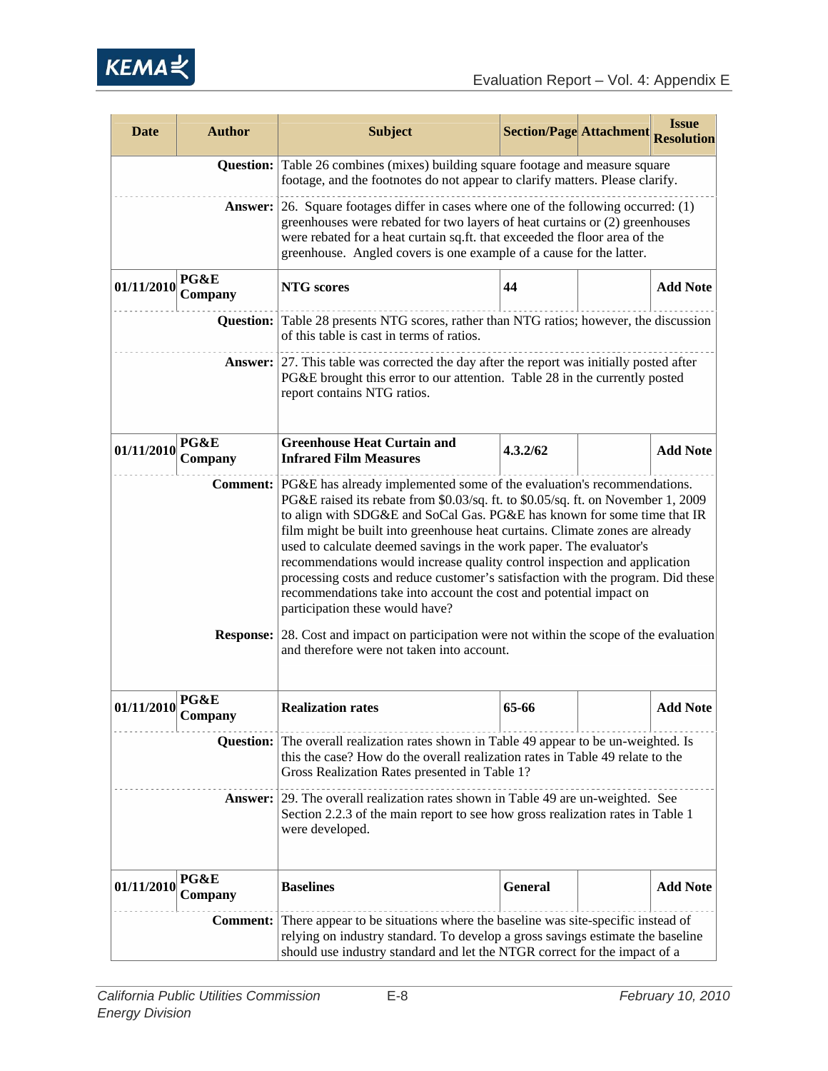| Date | Author | Subject | Section/Page | Attachment | Issue Resolution |
|---|---|---|---|---|---|
| | **Question:** | Table 26 combines (mixes) building square footage and measure square footage, and the footnotes do not appear to clarify matters. Please clarify. | | | |
| | **Answer:** | 26. Square footages differ in cases where one of the following occurred: (1) greenhouses were rebated for two layers of heat curtains or (2) greenhouses were rebated for a heat curtain sq.ft. that exceeded the floor area of the greenhouse. Angled covers is one example of a cause for the latter. | | | |
| **01/11/2010** | **PG&E Company** | **NTG scores** | **44** | | **Add Note** |
| | **Question:** | Table 28 presents NTG scores, rather than NTG ratios; however, the discussion of this table is cast in terms of ratios. | | | |
| | **Answer:** | 27. This table was corrected the day after the report was initially posted after PG&E brought this error to our attention. Table 28 in the currently posted report contains NTG ratios. | | | |
| **01/11/2010** | **PG&E Company** | **Greenhouse Heat Curtain and Infrared Film Measures** | **4.3.2/62** | | **Add Note** |
| | **Comment:** | PG&E has already implemented some of the evaluation's recommendations. PG&E raised its rebate from $0.03/sq. ft. to $0.05/sq. ft. on November 1, 2009 to align with SDG&E and SoCal Gas. PG&E has known for some time that IR film might be built into greenhouse heat curtains. Climate zones are already used to calculate deemed savings in the work paper. The evaluator's recommendations would increase quality control inspection and application processing costs and reduce customer's satisfaction with the program. Did these recommendations take into account the cost and potential impact on participation these would have? | | | |
| | **Response:** | 28. Cost and impact on participation were not within the scope of the evaluation and therefore were not taken into account. | | | |
| **01/11/2010** | **PG&E Company** | **Realization rates** | **65-66** | | **Add Note** |
| | **Question:** | The overall realization rates shown in Table 49 appear to be un-weighted. Is this the case? How do the overall realization rates in Table 49 relate to the Gross Realization Rates presented in Table 1? | | | |
| | **Answer:** | 29. The overall realization rates shown in Table 49 are un-weighted. See Section 2.2.3 of the main report to see how gross realization rates in Table 1 were developed. | | | |
| **01/11/2010** | **PG&E Company** | **Baselines** | **General** | | **Add Note** |
| | **Comment:** | There appear to be situations where the baseline was site-specific instead of relying on industry standard. To develop a gross savings estimate the baseline should use industry standard and let the NTGR correct for the impact of a | | | |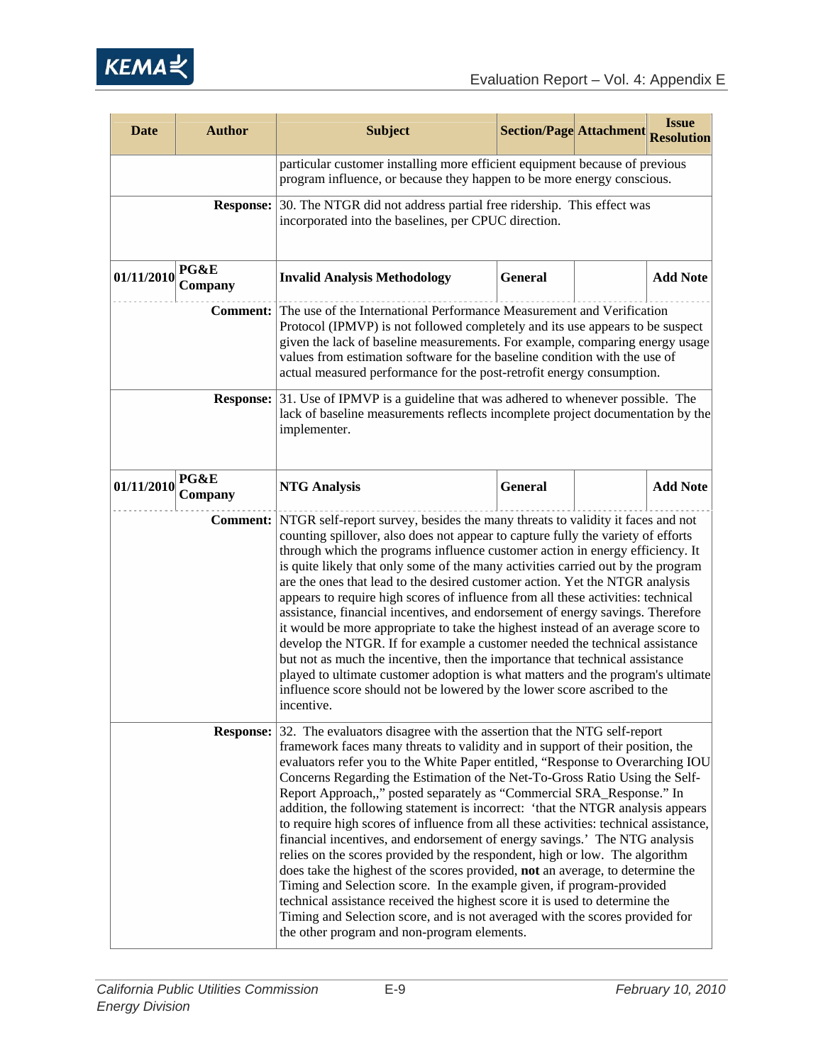| Date | Author | Subject | Section/Page | Attachment | Issue Resolution |
|---|---|---|---|---|---|
| | | particular customer installing more efficient equipment because of previous program influence, or because they happen to be more energy conscious. | | | |
| | **Response:** | 30. The NTGR did not address partial free ridership. This effect was incorporated into the baselines, per CPUC direction. | | | |
| 01/11/2010 | **PG&E Company** | **Invalid Analysis Methodology** | **General** | | **Add Note** |
| | **Comment:** | The use of the International Performance Measurement and Verification Protocol (IPMVP) is not followed completely and its use appears to be suspect given the lack of baseline measurements. For example, comparing energy usage values from estimation software for the baseline condition with the use of actual measured performance for the post-retrofit energy consumption. | | | |
| | **Response:** | 31. Use of IPMVP is a guideline that was adhered to whenever possible. The lack of baseline measurements reflects incomplete project documentation by the implementer. | | | |
| 01/11/2010 | **PG&E Company** | **NTG Analysis** | **General** | | **Add Note** |
| | **Comment:** | NTGR self-report survey, besides the many threats to validity it faces and not counting spillover, also does not appear to capture fully the variety of efforts through which the programs influence customer action in energy efficiency. It is quite likely that only some of the many activities carried out by the program are the ones that lead to the desired customer action. Yet the NTGR analysis appears to require high scores of influence from all these activities: technical assistance, financial incentives, and endorsement of energy savings. Therefore it would be more appropriate to take the highest instead of an average score to develop the NTGR. If for example a customer needed the technical assistance but not as much the incentive, then the importance that technical assistance played to ultimate customer adoption is what matters and the program's ultimate influence score should not be lowered by the lower score ascribed to the incentive. | | | |
| | **Response:** | 32. The evaluators disagree with the assertion that the NTG self-report framework faces many threats to validity and in support of their position, the evaluators refer you to the White Paper entitled, "Response to Overarching IOU Concerns Regarding the Estimation of the Net-To-Gross Ratio Using the Self-Report Approach,," posted separately as "Commercial SRA_Response." In addition, the following statement is incorrect: 'that the NTGR analysis appears to require high scores of influence from all these activities: technical assistance, financial incentives, and endorsement of energy savings.' The NTG analysis relies on the scores provided by the respondent, high or low. The algorithm does take the highest of the scores provided, **not** an average, to determine the Timing and Selection score. In the example given, if program-provided technical assistance received the highest score it is used to determine the Timing and Selection score, and is not averaged with the scores provided for the other program and non-program elements. | | | |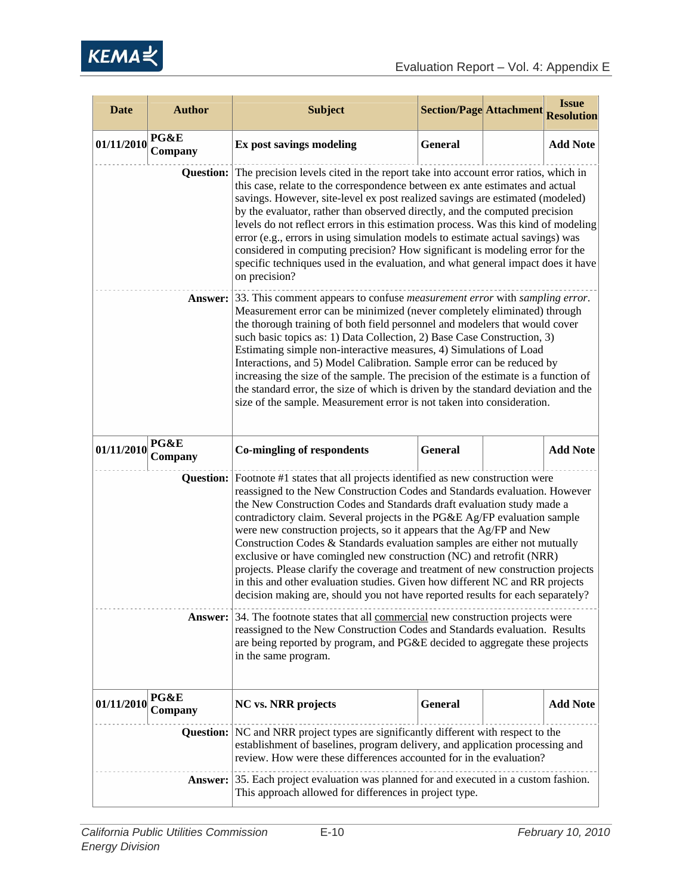| Date | Author | Subject | Section/Page | Attachment | Issue Resolution |
|---|---|---|---|---|---|
| **01/11/2010** | **PG&E Company** | **Ex post savings modeling** | **General** | | **Add Note** |
| | **Question:** | The precision levels cited in the report take into account error ratios, which in this case, relate to the correspondence between ex ante estimates and actual savings. However, site-level ex post realized savings are estimated (modeled) by the evaluator, rather than observed directly, and the computed precision levels do not reflect errors in this estimation process. Was this kind of modeling error (e.g., errors in using simulation models to estimate actual savings) was considered in computing precision? How significant is modeling error for the specific techniques used in the evaluation, and what general impact does it have on precision? | | | |
| | **Answer:** | 33. This comment appears to confuse *measurement error* with *sampling error*. Measurement error can be minimized (never completely eliminated) through the thorough training of both field personnel and modelers that would cover such basic topics as: 1) Data Collection, 2) Base Case Construction, 3) Estimating simple non-interactive measures, 4) Simulations of Load Interactions, and 5) Model Calibration. Sample error can be reduced by increasing the size of the sample. The precision of the estimate is a function of the standard error, the size of which is driven by the standard deviation and the size of the sample. Measurement error is not taken into consideration. | | | |
| **01/11/2010** | **PG&E Company** | **Co-mingling of respondents** | **General** | | **Add Note** |
| | **Question:** | Footnote #1 states that all projects identified as new construction were reassigned to the New Construction Codes and Standards evaluation. However the New Construction Codes and Standards draft evaluation study made a contradictory claim. Several projects in the PG&E Ag/FP evaluation sample were new construction projects, so it appears that the Ag/FP and New Construction Codes & Standards evaluation samples are either not mutually exclusive or have comingled new construction (NC) and retrofit (NRR) projects. Please clarify the coverage and treatment of new construction projects in this and other evaluation studies. Given how different NC and RR projects decision making are, should you not have reported results for each separately? | | | |
| | **Answer:** | 34. The footnote states that all commercial new construction projects were reassigned to the New Construction Codes and Standards evaluation. Results are being reported by program, and PG&E decided to aggregate these projects in the same program. | | | |
| **01/11/2010** | **PG&E Company** | **NC vs. NRR projects** | **General** | | **Add Note** |
| | **Question:** | NC and NRR project types are significantly different with respect to the establishment of baselines, program delivery, and application processing and review. How were these differences accounted for in the evaluation? | | | |
| | **Answer:** | 35. Each project evaluation was planned for and executed in a custom fashion. This approach allowed for differences in project type. | | | |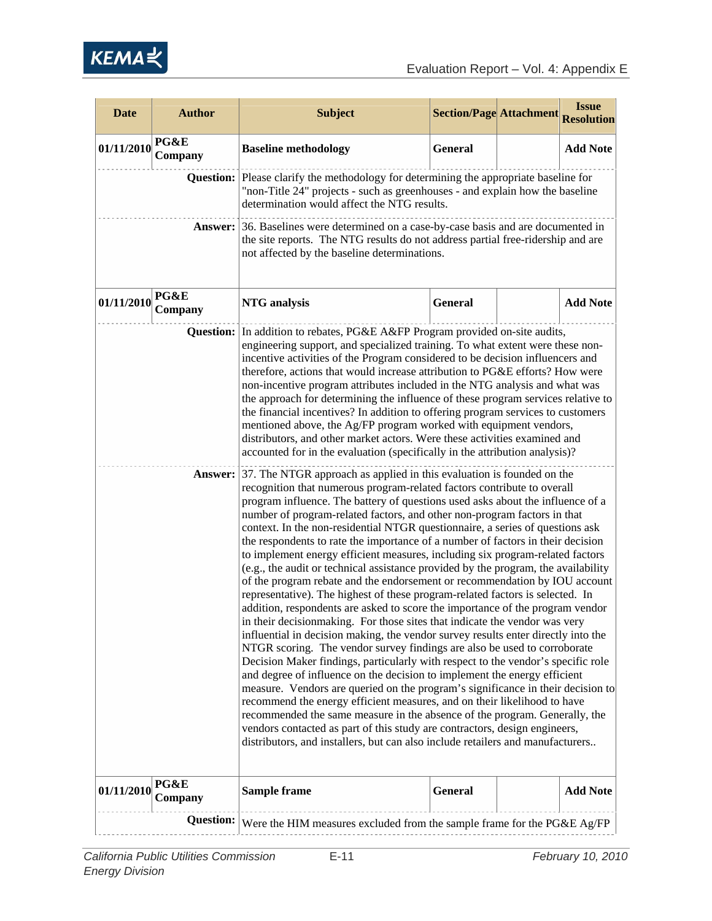| Date | Author | Subject | Section/Page | Attachment | Issue Resolution |
|---|---|---|---|---|---|
| 01/11/2010 | PG&E Company | **Baseline methodology** | General | | Add Note |
| | **Question:** | Please clarify the methodology for determining the appropriate baseline for "non-Title 24" projects - such as greenhouses - and explain how the baseline determination would affect the NTG results. | | | |
| | **Answer:** | 36. Baselines were determined on a case-by-case basis and are documented in the site reports. The NTG results do not address partial free-ridership and are not affected by the baseline determinations. | | | |
| 01/11/2010 | PG&E Company | **NTG analysis** | General | | Add Note |
| | **Question:** | In addition to rebates, PG&E A&FP Program provided on-site audits, engineering support, and specialized training. To what extent were these non-incentive activities of the Program considered to be decision influencers and therefore, actions that would increase attribution to PG&E efforts? How were non-incentive program attributes included in the NTG analysis and what was the approach for determining the influence of these program services relative to the financial incentives? In addition to offering program services to customers mentioned above, the Ag/FP program worked with equipment vendors, distributors, and other market actors. Were these activities examined and accounted for in the evaluation (specifically in the attribution analysis)? | | | |
| | **Answer:** | 37. The NTGR approach as applied in this evaluation is founded on the recognition that numerous program-related factors contribute to overall program influence. The battery of questions used asks about the influence of a number of program-related factors, and other non-program factors in that context. In the non-residential NTGR questionnaire, a series of questions ask the respondents to rate the importance of a number of factors in their decision to implement energy efficient measures, including six program-related factors (e.g., the audit or technical assistance provided by the program, the availability of the program rebate and the endorsement or recommendation by IOU account representative). The highest of these program-related factors is selected. In addition, respondents are asked to score the importance of the program vendor in their decisionmaking. For those sites that indicate the vendor was very influential in decision making, the vendor survey results enter directly into the NTGR scoring. The vendor survey findings are also be used to corroborate Decision Maker findings, particularly with respect to the vendor's specific role and degree of influence on the decision to implement the energy efficient measure. Vendors are queried on the program's significance in their decision to recommend the energy efficient measures, and on their likelihood to have recommended the same measure in the absence of the program. Generally, the vendors contacted as part of this study are contractors, design engineers, distributors, and installers, but can also include retailers and manufacturers.. | | | |
| 01/11/2010 | PG&E Company | **Sample frame** | General | | Add Note |
| | **Question:** | Were the HIM measures excluded from the sample frame for the PG&E Ag/FP | | | |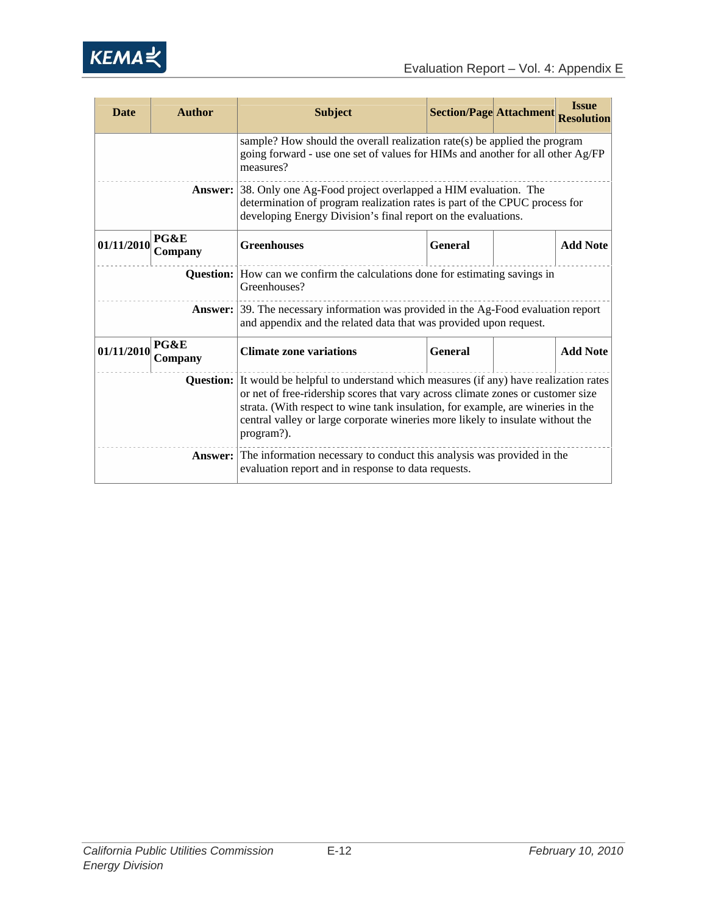| Date | Author | Subject | Section/Page | Attachment | Issue Resolution |
|---|---|---|---|---|---|
| | | sample? How should the overall realization rate(s) be applied the program going forward - use one set of values for HIMs and another for all other Ag/FP measures? | | | |
| | **Answer:** | 38. Only one Ag-Food project overlapped a HIM evaluation. The determination of program realization rates is part of the CPUC process for developing Energy Division's final report on the evaluations. | | | |
| **01/11/2010** | **PG&E Company** | **Greenhouses** | **General** | | **Add Note** |
| | **Question:** | How can we confirm the calculations done for estimating savings in Greenhouses? | | | |
| | **Answer:** | 39. The necessary information was provided in the Ag-Food evaluation report and appendix and the related data that was provided upon request. | | | |
| **01/11/2010** | **PG&E Company** | **Climate zone variations** | **General** | | **Add Note** |
| | **Question:** | It would be helpful to understand which measures (if any) have realization rates or net of free-ridership scores that vary across climate zones or customer size strata. (With respect to wine tank insulation, for example, are wineries in the central valley or large corporate wineries more likely to insulate without the program?). | | | |
| | **Answer:** | The information necessary to conduct this analysis was provided in the evaluation report and in response to data requests. | | | |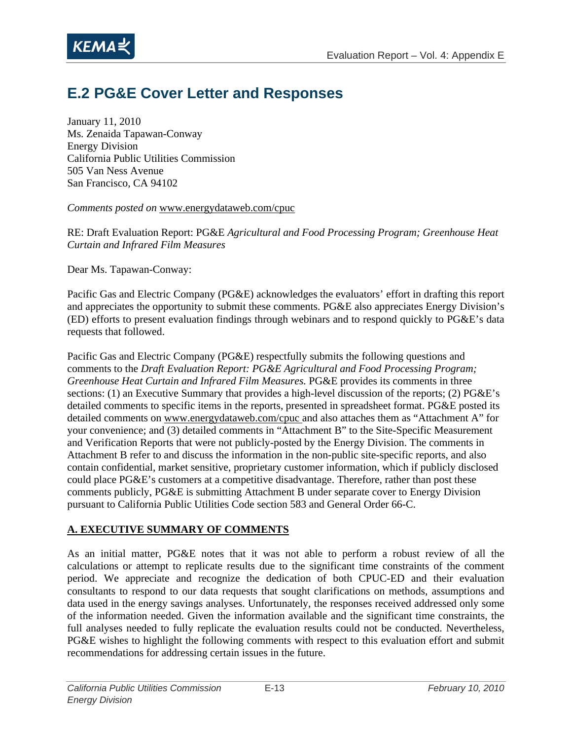## E.2 PG&E Cover Letter and Responses

January 11, 2010
Ms. Zenaida Tapawan-Conway
Energy Division
California Public Utilities Commission
505 Van Ness Avenue
San Francisco, CA 94102

*Comments posted on* www.energydataweb.com/cpuc

RE: Draft Evaluation Report: PG&E *Agricultural and Food Processing Program; Greenhouse Heat Curtain and Infrared Film Measures*

Dear Ms. Tapawan-Conway:

Pacific Gas and Electric Company (PG&E) acknowledges the evaluators' effort in drafting this report and appreciates the opportunity to submit these comments. PG&E also appreciates Energy Division's (ED) efforts to present evaluation findings through webinars and to respond quickly to PG&E's data requests that followed.

Pacific Gas and Electric Company (PG&E) respectfully submits the following questions and comments to the *Draft Evaluation Report: PG&E Agricultural and Food Processing Program; Greenhouse Heat Curtain and Infrared Film Measures.* PG&E provides its comments in three sections: (1) an Executive Summary that provides a high-level discussion of the reports; (2) PG&E's detailed comments to specific items in the reports, presented in spreadsheet format. PG&E posted its detailed comments on www.energydataweb.com/cpuc and also attaches them as "Attachment A" for your convenience; and (3) detailed comments in "Attachment B" to the Site-Specific Measurement and Verification Reports that were not publicly-posted by the Energy Division. The comments in Attachment B refer to and discuss the information in the non-public site-specific reports, and also contain confidential, market sensitive, proprietary customer information, which if publicly disclosed could place PG&E's customers at a competitive disadvantage. Therefore, rather than post these comments publicly, PG&E is submitting Attachment B under separate cover to Energy Division pursuant to California Public Utilities Code section 583 and General Order 66-C.

**A. EXECUTIVE SUMMARY OF COMMENTS**

As an initial matter, PG&E notes that it was not able to perform a robust review of all the calculations or attempt to replicate results due to the significant time constraints of the comment period. We appreciate and recognize the dedication of both CPUC-ED and their evaluation consultants to respond to our data requests that sought clarifications on methods, assumptions and data used in the energy savings analyses. Unfortunately, the responses received addressed only some of the information needed. Given the information available and the significant time constraints, the full analyses needed to fully replicate the evaluation results could not be conducted. Nevertheless, PG&E wishes to highlight the following comments with respect to this evaluation effort and submit recommendations for addressing certain issues in the future.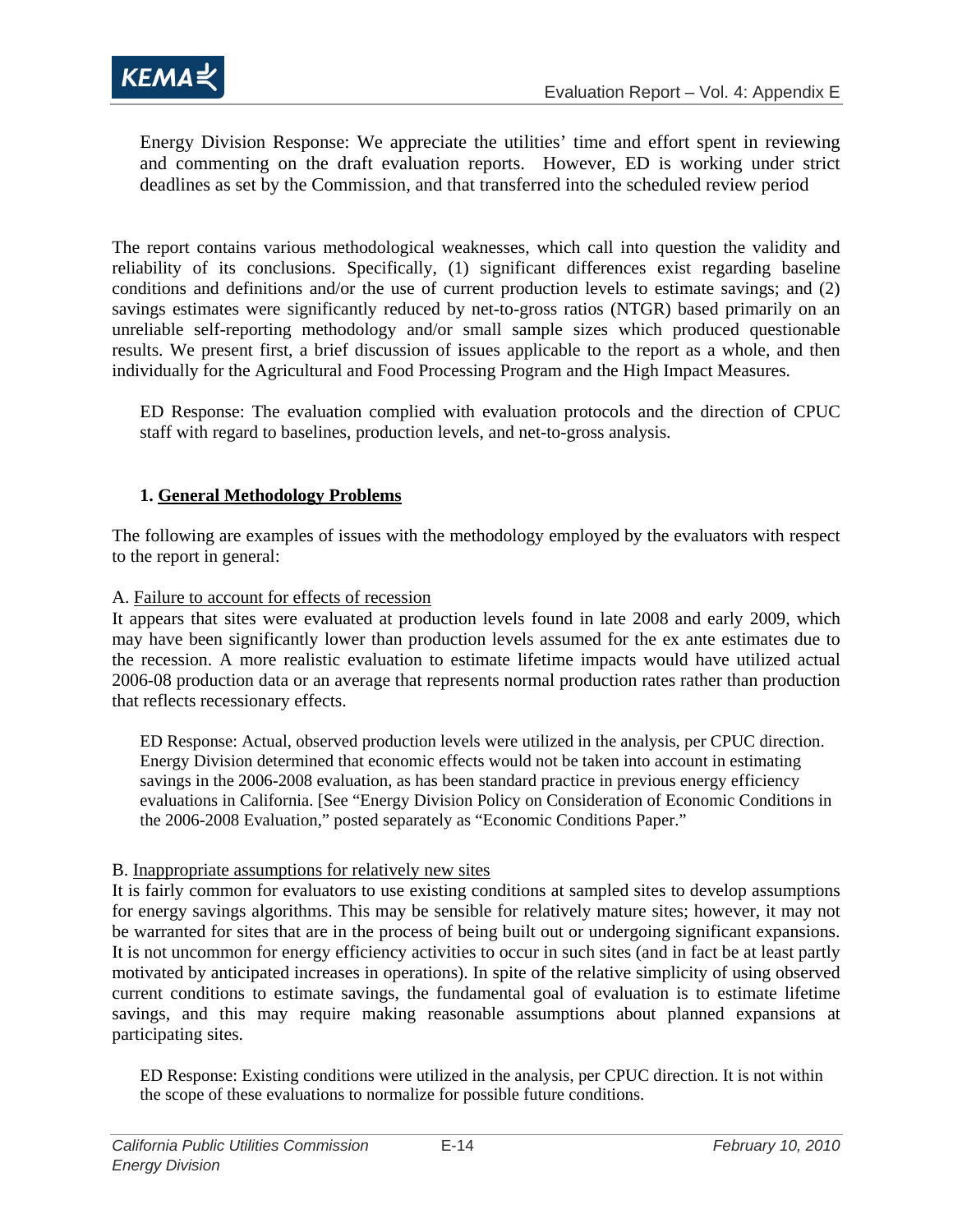Energy Division Response: We appreciate the utilities' time and effort spent in reviewing and commenting on the draft evaluation reports. However, ED is working under strict deadlines as set by the Commission, and that transferred into the scheduled review period

The report contains various methodological weaknesses, which call into question the validity and reliability of its conclusions. Specifically, (1) significant differences exist regarding baseline conditions and definitions and/or the use of current production levels to estimate savings; and (2) savings estimates were significantly reduced by net-to-gross ratios (NTGR) based primarily on an unreliable self-reporting methodology and/or small sample sizes which produced questionable results. We present first, a brief discussion of issues applicable to the report as a whole, and then individually for the Agricultural and Food Processing Program and the High Impact Measures.

ED Response: The evaluation complied with evaluation protocols and the direction of CPUC staff with regard to baselines, production levels, and net-to-gross analysis.

**1. <u>General Methodology Problems</u>**

The following are examples of issues with the methodology employed by the evaluators with respect to the report in general:

A. <u>Failure to account for effects of recession</u>

It appears that sites were evaluated at production levels found in late 2008 and early 2009, which may have been significantly lower than production levels assumed for the ex ante estimates due to the recession. A more realistic evaluation to estimate lifetime impacts would have utilized actual 2006-08 production data or an average that represents normal production rates rather than production that reflects recessionary effects.

ED Response: Actual, observed production levels were utilized in the analysis, per CPUC direction. Energy Division determined that economic effects would not be taken into account in estimating savings in the 2006-2008 evaluation, as has been standard practice in previous energy efficiency evaluations in California. [See "Energy Division Policy on Consideration of Economic Conditions in the 2006-2008 Evaluation," posted separately as "Economic Conditions Paper."

B. <u>Inappropriate assumptions for relatively new sites</u>

It is fairly common for evaluators to use existing conditions at sampled sites to develop assumptions for energy savings algorithms. This may be sensible for relatively mature sites; however, it may not be warranted for sites that are in the process of being built out or undergoing significant expansions. It is not uncommon for energy efficiency activities to occur in such sites (and in fact be at least partly motivated by anticipated increases in operations). In spite of the relative simplicity of using observed current conditions to estimate savings, the fundamental goal of evaluation is to estimate lifetime savings, and this may require making reasonable assumptions about planned expansions at participating sites.

ED Response: Existing conditions were utilized in the analysis, per CPUC direction. It is not within the scope of these evaluations to normalize for possible future conditions.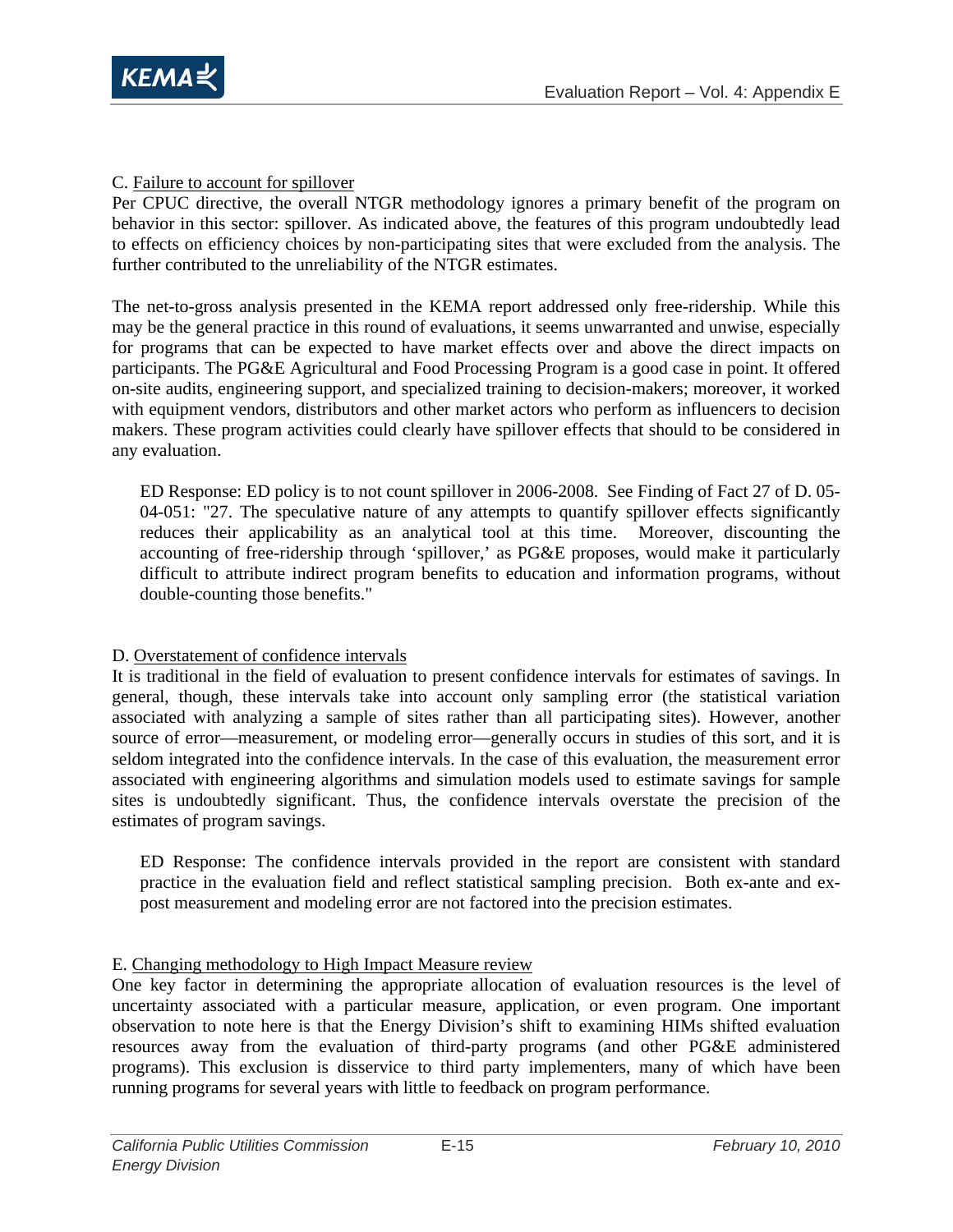C. <u>Failure to account for spillover</u>

Per CPUC directive, the overall NTGR methodology ignores a primary benefit of the program on behavior in this sector: spillover. As indicated above, the features of this program undoubtedly lead to effects on efficiency choices by non-participating sites that were excluded from the analysis. The further contributed to the unreliability of the NTGR estimates.

The net-to-gross analysis presented in the KEMA report addressed only free-ridership. While this may be the general practice in this round of evaluations, it seems unwarranted and unwise, especially for programs that can be expected to have market effects over and above the direct impacts on participants. The PG&E Agricultural and Food Processing Program is a good case in point. It offered on-site audits, engineering support, and specialized training to decision-makers; moreover, it worked with equipment vendors, distributors and other market actors who perform as influencers to decision makers. These program activities could clearly have spillover effects that should to be considered in any evaluation.

> ED Response: ED policy is to not count spillover in 2006-2008. See Finding of Fact 27 of D. 05-04-051: "27. The speculative nature of any attempts to quantify spillover effects significantly reduces their applicability as an analytical tool at this time. Moreover, discounting the accounting of free-ridership through 'spillover,' as PG&E proposes, would make it particularly difficult to attribute indirect program benefits to education and information programs, without double-counting those benefits."

D. <u>Overstatement of confidence intervals</u>

It is traditional in the field of evaluation to present confidence intervals for estimates of savings. In general, though, these intervals take into account only sampling error (the statistical variation associated with analyzing a sample of sites rather than all participating sites). However, another source of error—measurement, or modeling error—generally occurs in studies of this sort, and it is seldom integrated into the confidence intervals. In the case of this evaluation, the measurement error associated with engineering algorithms and simulation models used to estimate savings for sample sites is undoubtedly significant. Thus, the confidence intervals overstate the precision of the estimates of program savings.

> ED Response: The confidence intervals provided in the report are consistent with standard practice in the evaluation field and reflect statistical sampling precision. Both ex-ante and ex-post measurement and modeling error are not factored into the precision estimates.

E. <u>Changing methodology to High Impact Measure review</u>

One key factor in determining the appropriate allocation of evaluation resources is the level of uncertainty associated with a particular measure, application, or even program. One important observation to note here is that the Energy Division's shift to examining HIMs shifted evaluation resources away from the evaluation of third-party programs (and other PG&E administered programs). This exclusion is disservice to third party implementers, many of which have been running programs for several years with little to feedback on program performance.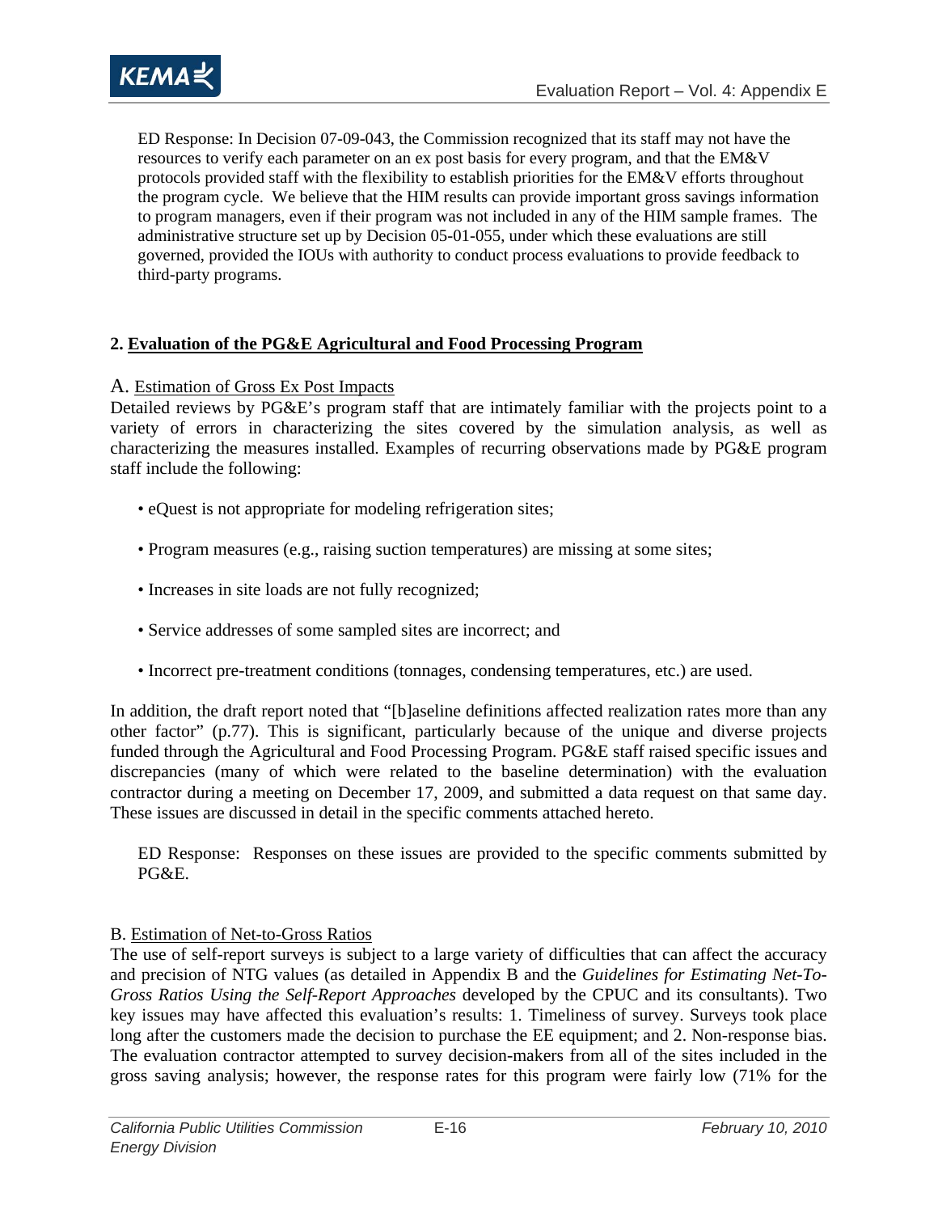ED Response: In Decision 07-09-043, the Commission recognized that its staff may not have the resources to verify each parameter on an ex post basis for every program, and that the EM&V protocols provided staff with the flexibility to establish priorities for the EM&V efforts throughout the program cycle. We believe that the HIM results can provide important gross savings information to program managers, even if their program was not included in any of the HIM sample frames. The administrative structure set up by Decision 05-01-055, under which these evaluations are still governed, provided the IOUs with authority to conduct process evaluations to provide feedback to third-party programs.

### 2. Evaluation of the PG&E Agricultural and Food Processing Program

#### A. Estimation of Gross Ex Post Impacts

Detailed reviews by PG&E's program staff that are intimately familiar with the projects point to a variety of errors in characterizing the sites covered by the simulation analysis, as well as characterizing the measures installed. Examples of recurring observations made by PG&E program staff include the following:

- eQuest is not appropriate for modeling refrigeration sites;
- Program measures (e.g., raising suction temperatures) are missing at some sites;
- Increases in site loads are not fully recognized;
- Service addresses of some sampled sites are incorrect; and
- Incorrect pre-treatment conditions (tonnages, condensing temperatures, etc.) are used.

In addition, the draft report noted that "[b]aseline definitions affected realization rates more than any other factor" (p.77). This is significant, particularly because of the unique and diverse projects funded through the Agricultural and Food Processing Program. PG&E staff raised specific issues and discrepancies (many of which were related to the baseline determination) with the evaluation contractor during a meeting on December 17, 2009, and submitted a data request on that same day. These issues are discussed in detail in the specific comments attached hereto.

ED Response: Responses on these issues are provided to the specific comments submitted by PG&E.

#### B. Estimation of Net-to-Gross Ratios

The use of self-report surveys is subject to a large variety of difficulties that can affect the accuracy and precision of NTG values (as detailed in Appendix B and the *Guidelines for Estimating Net-To-Gross Ratios Using the Self-Report Approaches* developed by the CPUC and its consultants). Two key issues may have affected this evaluation's results: 1. Timeliness of survey. Surveys took place long after the customers made the decision to purchase the EE equipment; and 2. Non-response bias. The evaluation contractor attempted to survey decision-makers from all of the sites included in the gross saving analysis; however, the response rates for this program were fairly low (71% for the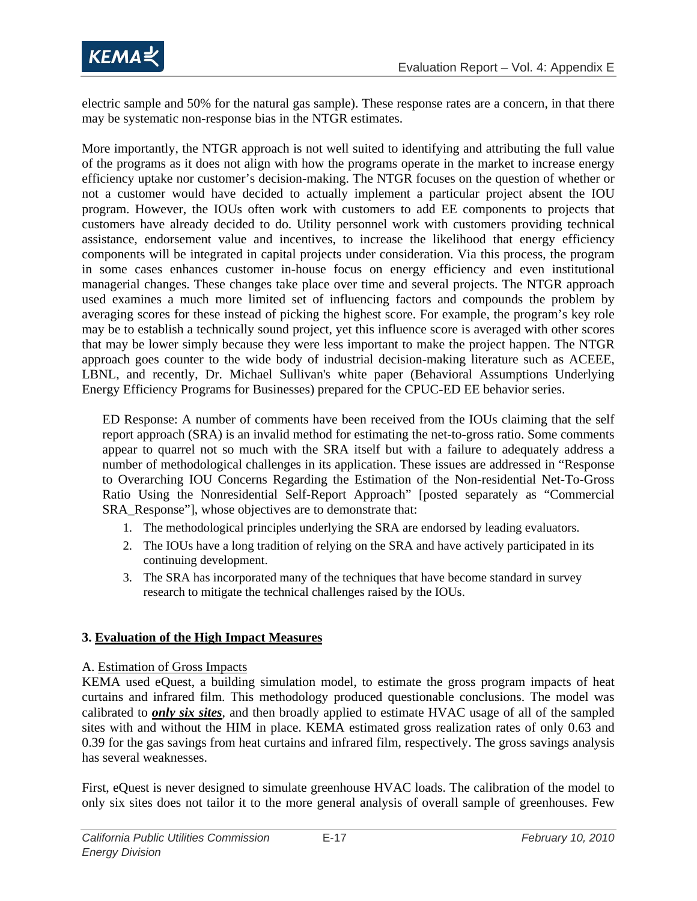electric sample and 50% for the natural gas sample). These response rates are a concern, in that there may be systematic non-response bias in the NTGR estimates.

More importantly, the NTGR approach is not well suited to identifying and attributing the full value of the programs as it does not align with how the programs operate in the market to increase energy efficiency uptake nor customer's decision-making. The NTGR focuses on the question of whether or not a customer would have decided to actually implement a particular project absent the IOU program. However, the IOUs often work with customers to add EE components to projects that customers have already decided to do. Utility personnel work with customers providing technical assistance, endorsement value and incentives, to increase the likelihood that energy efficiency components will be integrated in capital projects under consideration. Via this process, the program in some cases enhances customer in-house focus on energy efficiency and even institutional managerial changes. These changes take place over time and several projects. The NTGR approach used examines a much more limited set of influencing factors and compounds the problem by averaging scores for these instead of picking the highest score. For example, the program's key role may be to establish a technically sound project, yet this influence score is averaged with other scores that may be lower simply because they were less important to make the project happen. The NTGR approach goes counter to the wide body of industrial decision-making literature such as ACEEE, LBNL, and recently, Dr. Michael Sullivan's white paper (Behavioral Assumptions Underlying Energy Efficiency Programs for Businesses) prepared for the CPUC-ED EE behavior series.

> ED Response: A number of comments have been received from the IOUs claiming that the self report approach (SRA) is an invalid method for estimating the net-to-gross ratio. Some comments appear to quarrel not so much with the SRA itself but with a failure to adequately address a number of methodological challenges in its application. These issues are addressed in "Response to Overarching IOU Concerns Regarding the Estimation of the Non-residential Net-To-Gross Ratio Using the Nonresidential Self-Report Approach" [posted separately as "Commercial SRA_Response"], whose objectives are to demonstrate that:
>
> 1. The methodological principles underlying the SRA are endorsed by leading evaluators.
> 2. The IOUs have a long tradition of relying on the SRA and have actively participated in its continuing development.
> 3. The SRA has incorporated many of the techniques that have become standard in survey research to mitigate the technical challenges raised by the IOUs.

### 3. Evaluation of the High Impact Measures

A. Estimation of Gross Impacts

KEMA used eQuest, a building simulation model, to estimate the gross program impacts of heat curtains and infrared film. This methodology produced questionable conclusions. The model was calibrated to ***only six sites***, and then broadly applied to estimate HVAC usage of all of the sampled sites with and without the HIM in place. KEMA estimated gross realization rates of only 0.63 and 0.39 for the gas savings from heat curtains and infrared film, respectively. The gross savings analysis has several weaknesses.

First, eQuest is never designed to simulate greenhouse HVAC loads. The calibration of the model to only six sites does not tailor it to the more general analysis of overall sample of greenhouses. Few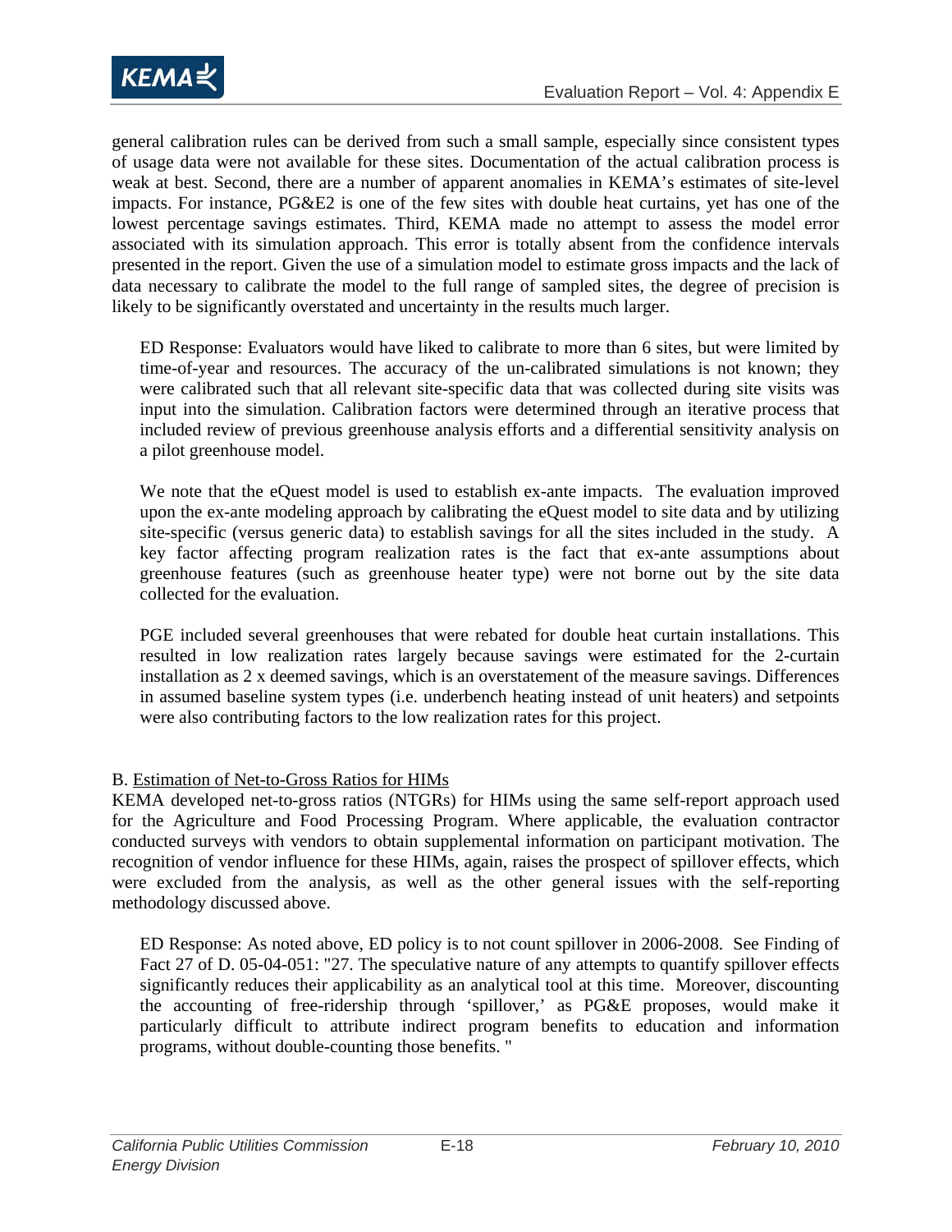general calibration rules can be derived from such a small sample, especially since consistent types of usage data were not available for these sites. Documentation of the actual calibration process is weak at best. Second, there are a number of apparent anomalies in KEMA's estimates of site-level impacts. For instance, PG&E2 is one of the few sites with double heat curtains, yet has one of the lowest percentage savings estimates. Third, KEMA made no attempt to assess the model error associated with its simulation approach. This error is totally absent from the confidence intervals presented in the report. Given the use of a simulation model to estimate gross impacts and the lack of data necessary to calibrate the model to the full range of sampled sites, the degree of precision is likely to be significantly overstated and uncertainty in the results much larger.

> ED Response: Evaluators would have liked to calibrate to more than 6 sites, but were limited by time-of-year and resources. The accuracy of the un-calibrated simulations is not known; they were calibrated such that all relevant site-specific data that was collected during site visits was input into the simulation. Calibration factors were determined through an iterative process that included review of previous greenhouse analysis efforts and a differential sensitivity analysis on a pilot greenhouse model.
>
> We note that the eQuest model is used to establish ex-ante impacts. The evaluation improved upon the ex-ante modeling approach by calibrating the eQuest model to site data and by utilizing site-specific (versus generic data) to establish savings for all the sites included in the study. A key factor affecting program realization rates is the fact that ex-ante assumptions about greenhouse features (such as greenhouse heater type) were not borne out by the site data collected for the evaluation.
>
> PGE included several greenhouses that were rebated for double heat curtain installations. This resulted in low realization rates largely because savings were estimated for the 2-curtain installation as 2 x deemed savings, which is an overstatement of the measure savings. Differences in assumed baseline system types (i.e. underbench heating instead of unit heaters) and setpoints were also contributing factors to the low realization rates for this project.

B. Estimation of Net-to-Gross Ratios for HIMs

KEMA developed net-to-gross ratios (NTGRs) for HIMs using the same self-report approach used for the Agriculture and Food Processing Program. Where applicable, the evaluation contractor conducted surveys with vendors to obtain supplemental information on participant motivation. The recognition of vendor influence for these HIMs, again, raises the prospect of spillover effects, which were excluded from the analysis, as well as the other general issues with the self-reporting methodology discussed above.

> ED Response: As noted above, ED policy is to not count spillover in 2006-2008. See Finding of Fact 27 of D. 05-04-051: "27. The speculative nature of any attempts to quantify spillover effects significantly reduces their applicability as an analytical tool at this time. Moreover, discounting the accounting of free-ridership through 'spillover,' as PG&E proposes, would make it particularly difficult to attribute indirect program benefits to education and information programs, without double-counting those benefits. "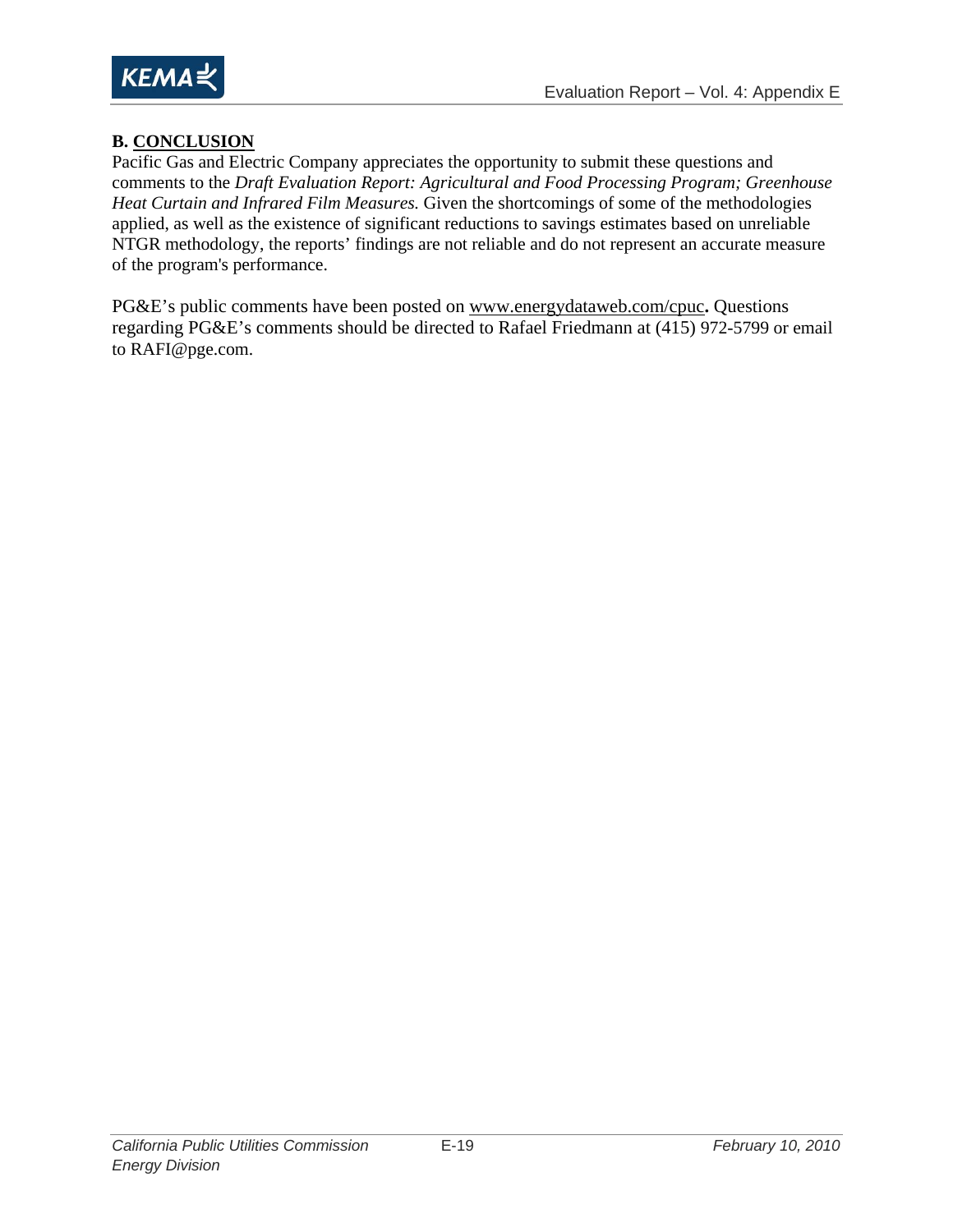## B. CONCLUSION

Pacific Gas and Electric Company appreciates the opportunity to submit these questions and comments to the *Draft Evaluation Report: Agricultural and Food Processing Program; Greenhouse Heat Curtain and Infrared Film Measures.* Given the shortcomings of some of the methodologies applied, as well as the existence of significant reductions to savings estimates based on unreliable NTGR methodology, the reports' findings are not reliable and do not represent an accurate measure of the program's performance.

PG&E's public comments have been posted on www.energydataweb.com/cpuc**.** Questions regarding PG&E's comments should be directed to Rafael Friedmann at (415) 972-5799 or email to RAFI@pge.com.